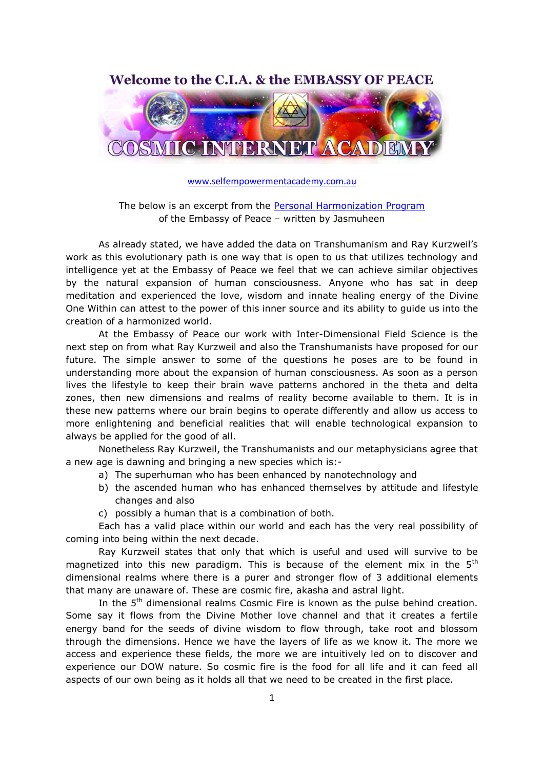# Welcome to the C.I.A. & the EMBASSY OF PEACE

## COSMIC INTERNET ACADEMY

www.selfempowermentacademy.com.au

The below is an excerpt from the Personal Harmonization Program of the Embassy of Peace – written by Jasmuheen

As already stated, we have added the data on Transhumanism and Ray Kurzweil's work as this evolutionary path is one way that is open to us that utilizes technology and intelligence yet at the Embassy of Peace we feel that we can achieve similar objectives by the natural expansion of human consciousness. Anyone who has sat in deep meditation and experienced the love, wisdom and innate healing energy of the Divine One Within can attest to the power of this inner source and its ability to guide us into the creation of a harmonized world.

At the Embassy of Peace our work with Inter-Dimensional Field Science is the next step on from what Ray Kurzweil and also the Transhumanists have proposed for our future. The simple answer to some of the questions he poses are to be found in understanding more about the expansion of human consciousness. As soon as a person lives the lifestyle to keep their brain wave patterns anchored in the theta and delta zones, then new dimensions and realms of reality become available to them. It is in these new patterns where our brain begins to operate differently and allow us access to more enlightening and beneficial realities that will enable technological expansion to always be applied for the good of all.

Nonetheless Ray Kurzweil, the Transhumanists and our metaphysicians agree that a new age is dawning and bringing a new species which is:-

a) The superhuman who has been enhanced by nanotechnology and
b) the ascended human who has enhanced themselves by attitude and lifestyle changes and also
c) possibly a human that is a combination of both.

Each has a valid place within our world and each has the very real possibility of coming into being within the next decade.

Ray Kurzweil states that only that which is useful and used will survive to be magnetized into this new paradigm. This is because of the element mix in the 5th dimensional realms where there is a purer and stronger flow of 3 additional elements that many are unaware of. These are cosmic fire, akasha and astral light.

In the 5th dimensional realms Cosmic Fire is known as the pulse behind creation. Some say it flows from the Divine Mother love channel and that it creates a fertile energy band for the seeds of divine wisdom to flow through, take root and blossom through the dimensions. Hence we have the layers of life as we know it. The more we access and experience these fields, the more we are intuitively led on to discover and experience our DOW nature. So cosmic fire is the food for all life and it can feed all aspects of our own being as it holds all that we need to be created in the first place.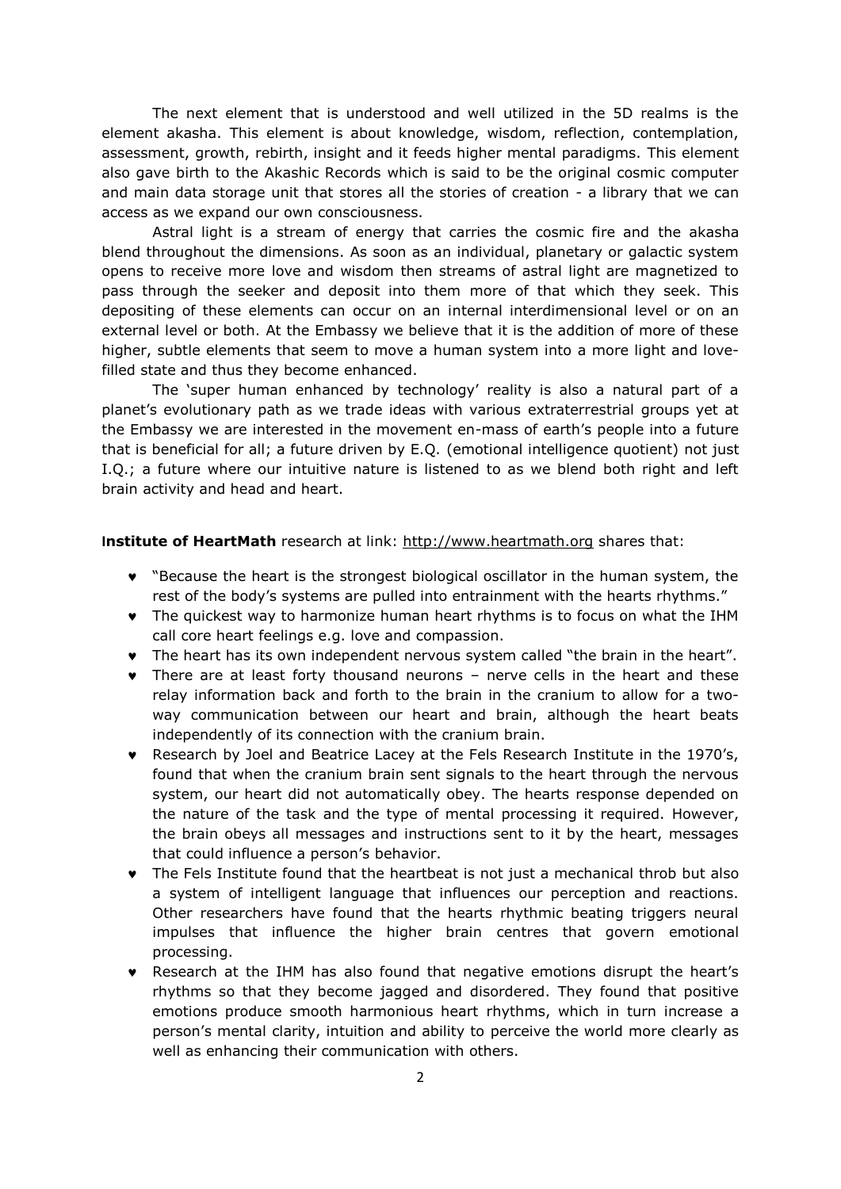The next element that is understood and well utilized in the 5D realms is the element akasha. This element is about knowledge, wisdom, reflection, contemplation, assessment, growth, rebirth, insight and it feeds higher mental paradigms. This element also gave birth to the Akashic Records which is said to be the original cosmic computer and main data storage unit that stores all the stories of creation - a library that we can access as we expand our own consciousness.

Astral light is a stream of energy that carries the cosmic fire and the akasha blend throughout the dimensions. As soon as an individual, planetary or galactic system opens to receive more love and wisdom then streams of astral light are magnetized to pass through the seeker and deposit into them more of that which they seek. This depositing of these elements can occur on an internal interdimensional level or on an external level or both. At the Embassy we believe that it is the addition of more of these higher, subtle elements that seem to move a human system into a more light and love-filled state and thus they become enhanced.

The 'super human enhanced by technology' reality is also a natural part of a planet's evolutionary path as we trade ideas with various extraterrestrial groups yet at the Embassy we are interested in the movement en-mass of earth's people into a future that is beneficial for all; a future driven by E.Q. (emotional intelligence quotient) not just I.Q.; a future where our intuitive nature is listened to as we blend both right and left brain activity and head and heart.

**Institute of HeartMath** research at link: http://www.heartmath.org shares that:

- "Because the heart is the strongest biological oscillator in the human system, the rest of the body's systems are pulled into entrainment with the hearts rhythms."
- The quickest way to harmonize human heart rhythms is to focus on what the IHM call core heart feelings e.g. love and compassion.
- The heart has its own independent nervous system called "the brain in the heart".
- There are at least forty thousand neurons – nerve cells in the heart and these relay information back and forth to the brain in the cranium to allow for a two-way communication between our heart and brain, although the heart beats independently of its connection with the cranium brain.
- Research by Joel and Beatrice Lacey at the Fels Research Institute in the 1970's, found that when the cranium brain sent signals to the heart through the nervous system, our heart did not automatically obey. The hearts response depended on the nature of the task and the type of mental processing it required. However, the brain obeys all messages and instructions sent to it by the heart, messages that could influence a person's behavior.
- The Fels Institute found that the heartbeat is not just a mechanical throb but also a system of intelligent language that influences our perception and reactions. Other researchers have found that the hearts rhythmic beating triggers neural impulses that influence the higher brain centres that govern emotional processing.
- Research at the IHM has also found that negative emotions disrupt the heart's rhythms so that they become jagged and disordered. They found that positive emotions produce smooth harmonious heart rhythms, which in turn increase a person's mental clarity, intuition and ability to perceive the world more clearly as well as enhancing their communication with others.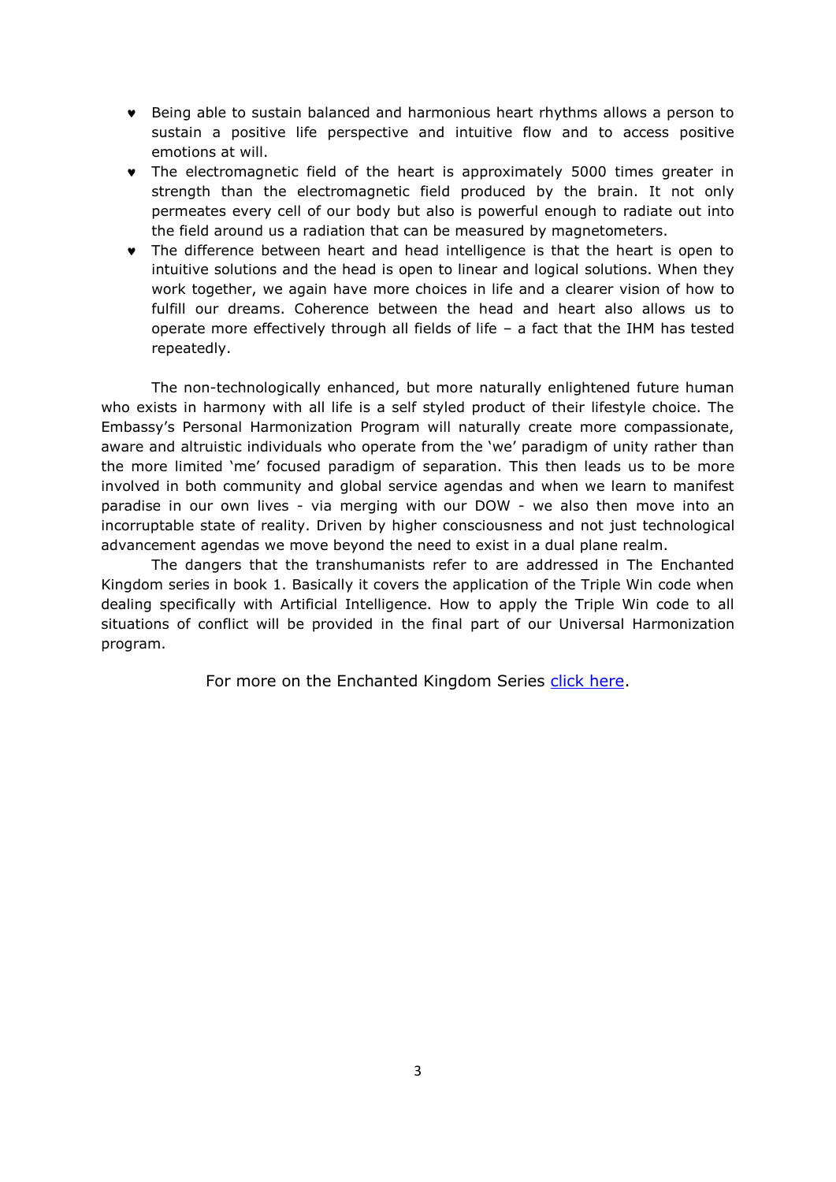- Being able to sustain balanced and harmonious heart rhythms allows a person to sustain a positive life perspective and intuitive flow and to access positive emotions at will.
- The electromagnetic field of the heart is approximately 5000 times greater in strength than the electromagnetic field produced by the brain. It not only permeates every cell of our body but also is powerful enough to radiate out into the field around us a radiation that can be measured by magnetometers.
- The difference between heart and head intelligence is that the heart is open to intuitive solutions and the head is open to linear and logical solutions. When they work together, we again have more choices in life and a clearer vision of how to fulfill our dreams. Coherence between the head and heart also allows us to operate more effectively through all fields of life – a fact that the IHM has tested repeatedly.

The non-technologically enhanced, but more naturally enlightened future human who exists in harmony with all life is a self styled product of their lifestyle choice. The Embassy's Personal Harmonization Program will naturally create more compassionate, aware and altruistic individuals who operate from the 'we' paradigm of unity rather than the more limited 'me' focused paradigm of separation. This then leads us to be more involved in both community and global service agendas and when we learn to manifest paradise in our own lives - via merging with our DOW - we also then move into an incorruptable state of reality. Driven by higher consciousness and not just technological advancement agendas we move beyond the need to exist in a dual plane realm.

The dangers that the transhumanists refer to are addressed in The Enchanted Kingdom series in book 1. Basically it covers the application of the Triple Win code when dealing specifically with Artificial Intelligence. How to apply the Triple Win code to all situations of conflict will be provided in the final part of our Universal Harmonization program.

For more on the Enchanted Kingdom Series click here.